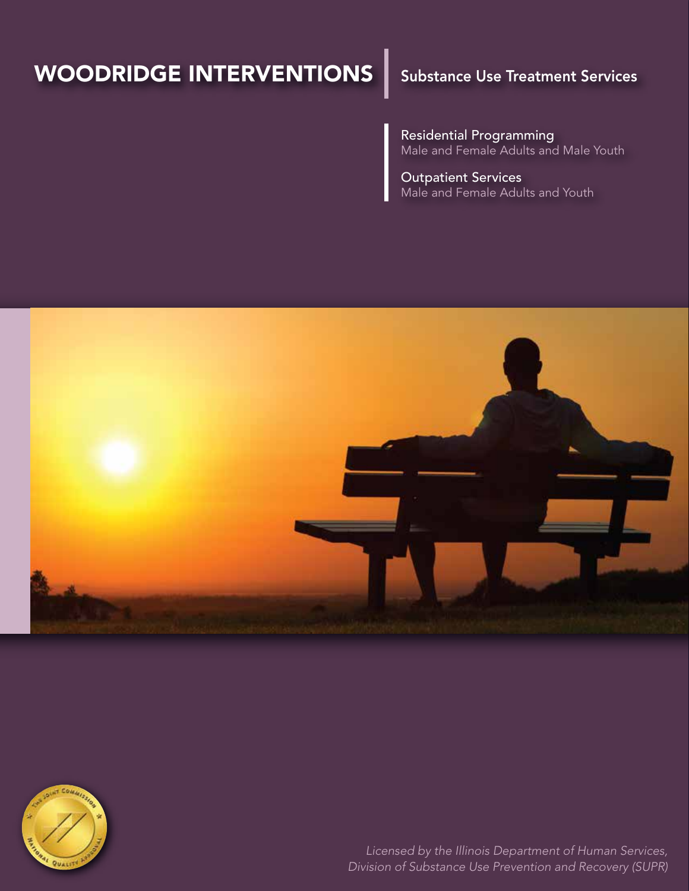# WOODRIDGE INTERVENTIONS

## Substance Use Treatment Services

**Residential Programming**
Male and Female Adults and Male Youth

**Outpatient Services**
Male and Female Adults and Youth

*Licensed by the Illinois Department of Human Services, Division of Substance Use Prevention and Recovery (SUPR)*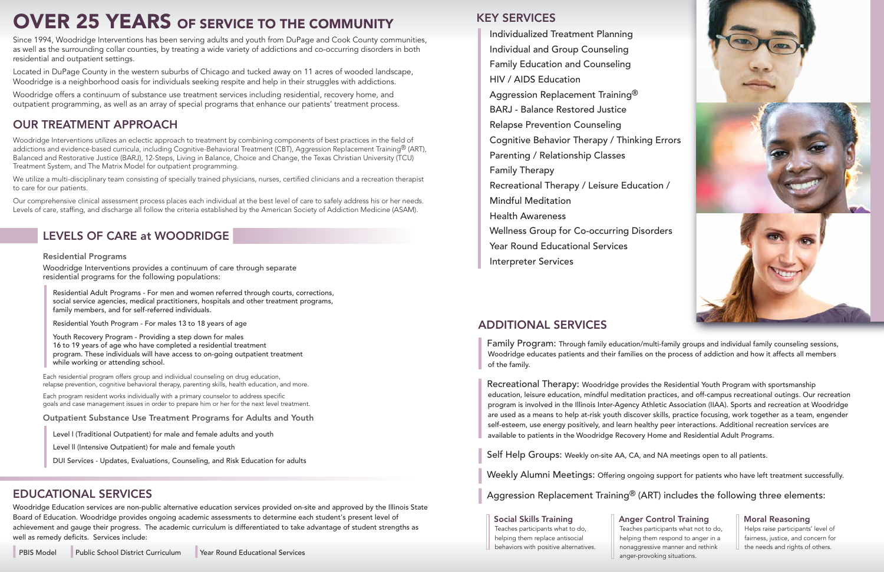# OVER 25 YEARS OF SERVICE TO THE COMMUNITY

Since 1994, Woodridge Interventions has been serving adults and youth from DuPage and Cook County communities, as well as the surrounding collar counties, by treating a wide variety of addictions and co-occurring disorders in both residential and outpatient settings.

Located in DuPage County in the western suburbs of Chicago and tucked away on 11 acres of wooded landscape, Woodridge is a neighborhood oasis for individuals seeking respite and help in their struggles with addictions.

Woodridge offers a continuum of substance use treatment services including residential, recovery home, and outpatient programming, as well as an array of special programs that enhance our patients' treatment process.

## OUR TREATMENT APPROACH

Woodridge Interventions utilizes an eclectic approach to treatment by combining components of best practices in the field of addictions and evidence-based curricula, including Cognitive-Behavioral Treatment (CBT), Aggression Replacement Training® (ART), Balanced and Restorative Justice (BARJ), 12-Steps, Living in Balance, Choice and Change, the Texas Christian University (TCU) Treatment System, and The Matrix Model for outpatient programming.

We utilize a multi-disciplinary team consisting of specially trained physicians, nurses, certified clinicians and a recreation therapist to care for our patients.

Our comprehensive clinical assessment process places each individual at the best level of care to safely address his or her needs. Levels of care, staffing, and discharge all follow the criteria established by the American Society of Addiction Medicine (ASAM).

## LEVELS OF CARE at WOODRIDGE

### Residential Programs

Woodridge Interventions provides a continuum of care through separate residential programs for the following populations:

- Residential Adult Programs - For men and women referred through courts, corrections, social service agencies, medical practitioners, hospitals and other treatment programs, family members, and for self-referred individuals.
- Residential Youth Program - For males 13 to 18 years of age
- Youth Recovery Program - Providing a step down for males 16 to 19 years of age who have completed a residential treatment program. These individuals will have access to on-going outpatient treatment while working or attending school.

Each residential program offers group and individual counseling on drug education, relapse prevention, cognitive behavioral therapy, parenting skills, health education, and more.

Each program resident works individually with a primary counselor to address specific goals and case management issues in order to prepare him or her for the next level treatment.

### Outpatient Substance Use Treatment Programs for Adults and Youth

- Level I (Traditional Outpatient) for male and female adults and youth
- Level II (Intensive Outpatient) for male and female youth
- DUI Services - Updates, Evaluations, Counseling, and Risk Education for adults

## EDUCATIONAL SERVICES

Woodridge Education services are non-public alternative education services provided on-site and approved by the Illinois State Board of Education. Woodridge provides ongoing academic assessments to determine each student's present level of achievement and gauge their progress. The academic curriculum is differentiated to take advantage of student strengths as well as remedy deficits. Services include:

- PBIS Model
- Public School District Curriculum
- Year Round Educational Services

## KEY SERVICES

- Individualized Treatment Planning
- Individual and Group Counseling
- Family Education and Counseling
- HIV / AIDS Education
- Aggression Replacement Training®
- BARJ - Balance Restored Justice
- Relapse Prevention Counseling
- Cognitive Behavior Therapy / Thinking Errors
- Parenting / Relationship Classes
- Family Therapy
- Recreational Therapy / Leisure Education / Mindful Meditation
- Health Awareness
- Wellness Group for Co-occurring Disorders
- Year Round Educational Services
- Interpreter Services

## ADDITIONAL SERVICES

**Family Program:** Through family education/multi-family groups and individual family counseling sessions, Woodridge educates patients and their families on the process of addiction and how it affects all members of the family.

**Recreational Therapy:** Woodridge provides the Residential Youth Program with sportsmanship education, leisure education, mindful meditation practices, and off-campus recreational outings. Our recreation program is involved in the Illinois Inter-Agency Athletic Association (IIAA). Sports and recreation at Woodridge are used as a means to help at-risk youth discover skills, practice focusing, work together as a team, engender self-esteem, use energy positively, and learn healthy peer interactions. Additional recreation services are available to patients in the Woodridge Recovery Home and Residential Adult Programs.

**Self Help Groups:** Weekly on-site AA, CA, and NA meetings open to all patients.

**Weekly Alumni Meetings:** Offering ongoing support for patients who have left treatment successfully.

**Aggression Replacement Training® (ART) includes the following three elements:**

**Social Skills Training**
Teaches participants what to do, helping them replace antisocial behaviors with positive alternatives.

**Anger Control Training**
Teaches participants what not to do, helping them respond to anger in a nonaggressive manner and rethink anger-provoking situations.

**Moral Reasoning**
Helps raise participants' level of fairness, justice, and concern for the needs and rights of others.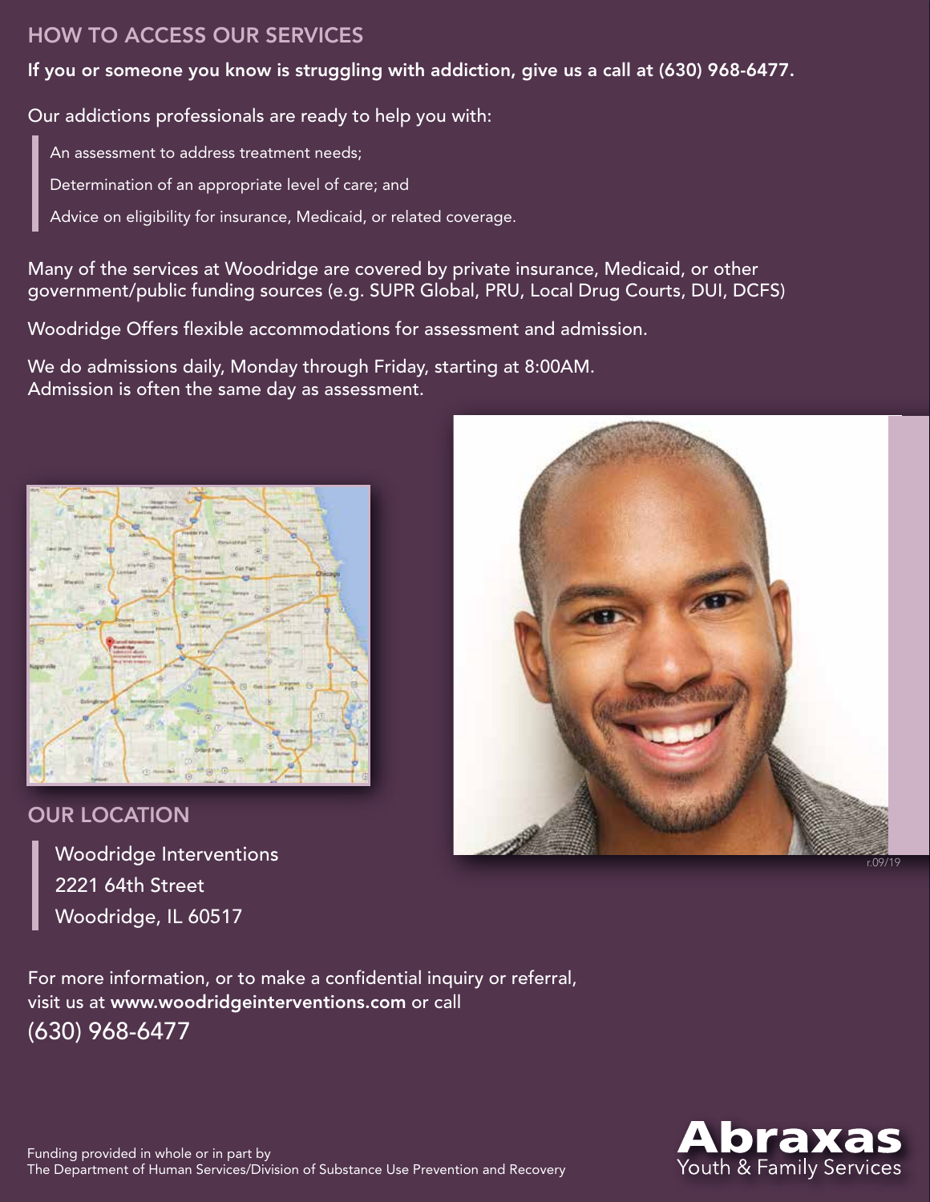## HOW TO ACCESS OUR SERVICES

**If you or someone you know is struggling with addiction, give us a call at (630) 968-6477.**

Our addictions professionals are ready to help you with:

- An assessment to address treatment needs;
- Determination of an appropriate level of care; and
- Advice on eligibility for insurance, Medicaid, or related coverage.

Many of the services at Woodridge are covered by private insurance, Medicaid, or other government/public funding sources (e.g. SUPR Global, PRU, Local Drug Courts, DUI, DCFS)

Woodridge Offers flexible accommodations for assessment and admission.

We do admissions daily, Monday through Friday, starting at 8:00AM.
Admission is often the same day as assessment.

## OUR LOCATION

Woodridge Interventions
2221 64th Street
Woodridge, IL 60517

r.09/19

For more information, or to make a confidential inquiry or referral, visit us at **www.woodridgeinterventions.com** or call
(630) 968-6477

Funding provided in whole or in part by
The Department of Human Services/Division of Substance Use Prevention and Recovery

**Abraxas**
Youth & Family Services